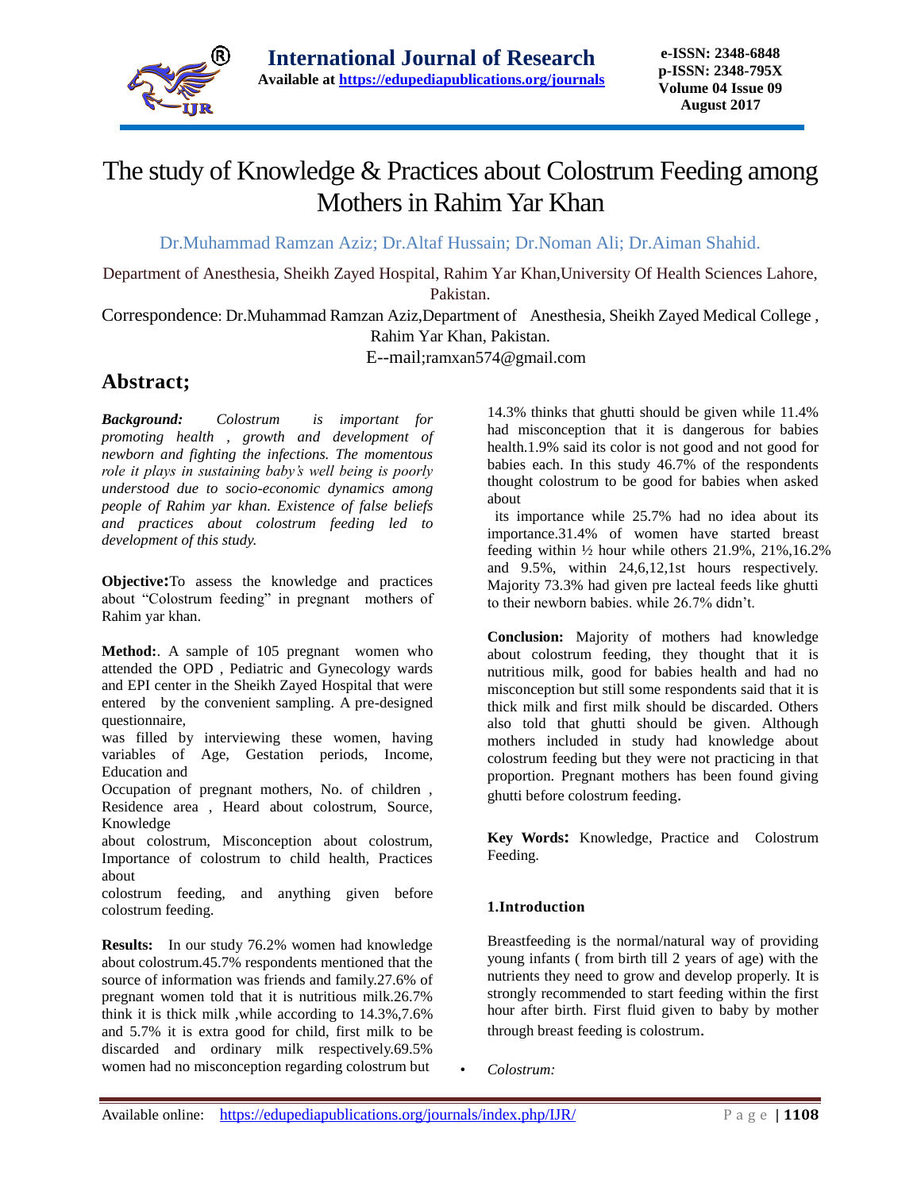# The study of Knowledge & Practices about Colostrum Feeding among Mothers in Rahim Yar Khan

Dr.Muhammad Ramzan Aziz; Dr.Altaf Hussain; Dr.Noman Ali; Dr.Aiman Shahid.

Department of Anesthesia, Sheikh Zayed Hospital, Rahim Yar Khan,University Of Health Sciences Lahore, Pakistan.

Correspondence: Dr.Muhammad Ramzan Aziz,Department of Anesthesia, Sheikh Zayed Medical College , Rahim Yar Khan, Pakistan.

E--mail;ramxan574@gmail.com

## Abstract;

***Background:*** *Colostrum is important for promoting health , growth and development of newborn and fighting the infections. The momentous role it plays in sustaining baby's well being is poorly understood due to socio-economic dynamics among people of Rahim yar khan. Existence of false beliefs and practices about colostrum feeding led to development of this study.*

**Objective:**To assess the knowledge and practices about "Colostrum feeding" in pregnant mothers of Rahim yar khan.

**Method:**. A sample of 105 pregnant women who attended the OPD , Pediatric and Gynecology wards and EPI center in the Sheikh Zayed Hospital that were entered by the convenient sampling. A pre-designed questionnaire, was filled by interviewing these women, having variables of Age, Gestation periods, Income, Education and Occupation of pregnant mothers, No. of children , Residence area , Heard about colostrum, Source, Knowledge about colostrum, Misconception about colostrum, Importance of colostrum to child health, Practices about colostrum feeding, and anything given before colostrum feeding.

**Results:** In our study 76.2% women had knowledge about colostrum.45.7% respondents mentioned that the source of information was friends and family.27.6% of pregnant women told that it is nutritious milk.26.7% think it is thick milk ,while according to 14.3%,7.6% and 5.7% it is extra good for child, first milk to be discarded and ordinary milk respectively.69.5% women had no misconception regarding colostrum but 14.3% thinks that ghutti should be given while 11.4% had misconception that it is dangerous for babies health.1.9% said its color is not good and not good for babies each. In this study 46.7% of the respondents thought colostrum to be good for babies when asked about its importance while 25.7% had no idea about its importance.31.4% of women have started breast feeding within ½ hour while others 21.9%, 21%,16.2% and 9.5%, within 24,6,12,1st hours respectively. Majority 73.3% had given pre lacteal feeds like ghutti to their newborn babies. while 26.7% didn't.

**Conclusion:** Majority of mothers had knowledge about colostrum feeding, they thought that it is nutritious milk, good for babies health and had no misconception but still some respondents said that it is thick milk and first milk should be discarded. Others also told that ghutti should be given. Although mothers included in study had knowledge about colostrum feeding but they were not practicing in that proportion. Pregnant mothers has been found giving ghutti before colostrum feeding.

**Key Words:** Knowledge, Practice and Colostrum Feeding.

### 1.Introduction

Breastfeeding is the normal/natural way of providing young infants ( from birth till 2 years of age) with the nutrients they need to grow and develop properly. It is strongly recommended to start feeding within the first hour after birth. First fluid given to baby by mother through breast feeding is colostrum.

- *Colostrum:*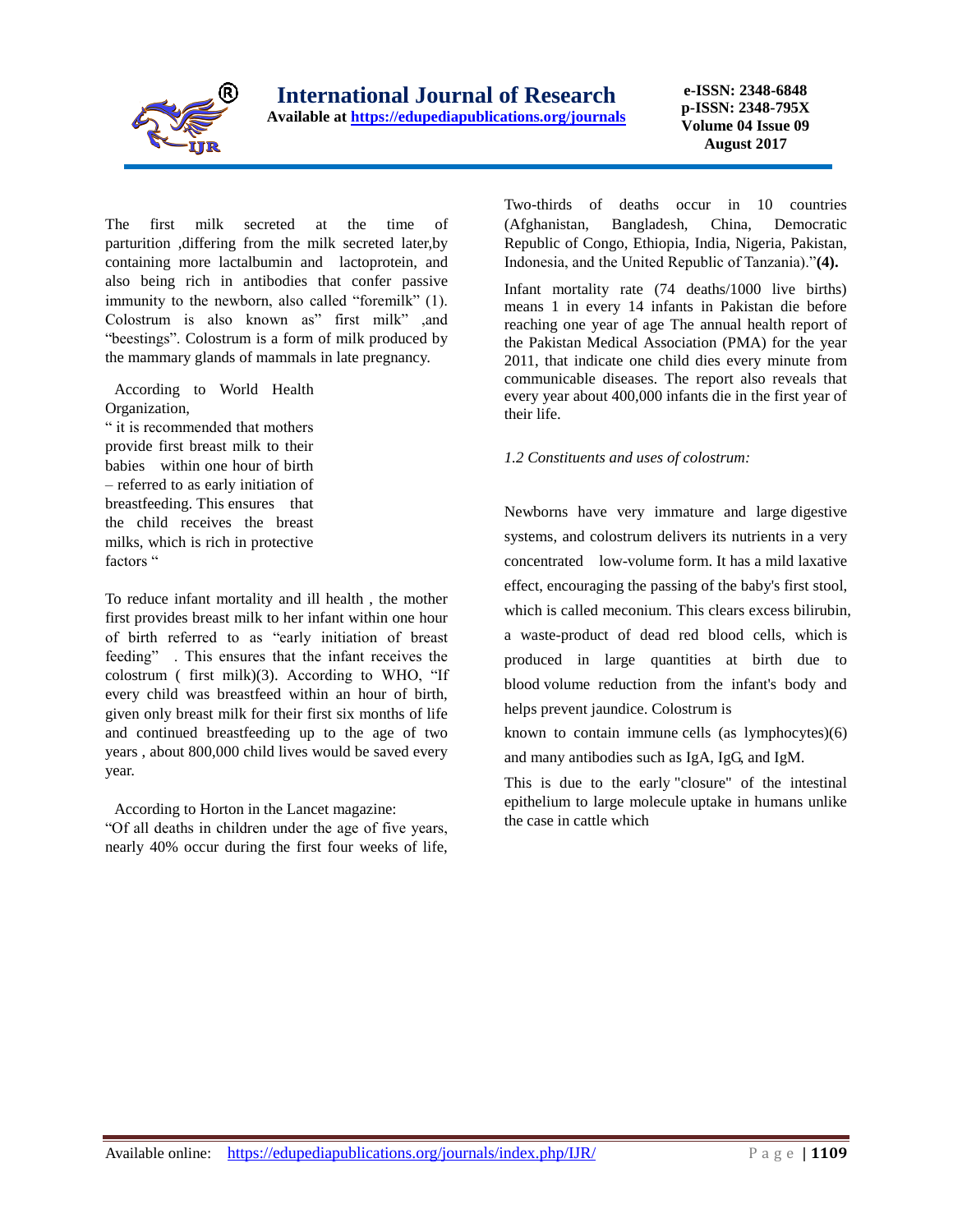The first milk secreted at the time of parturition ,differing from the milk secreted later,by containing more lactalbumin and lactoprotein, and also being rich in antibodies that confer passive immunity to the newborn, also called "foremilk" (1). Colostrum is also known as" first milk" ,and "beestings". Colostrum is a form of milk produced by the mammary glands of mammals in late pregnancy.

According to World Health Organization,

" it is recommended that mothers provide first breast milk to their babies within one hour of birth – referred to as early initiation of breastfeeding. This ensures that the child receives the breast milks, which is rich in protective factors "

To reduce infant mortality and ill health , the mother first provides breast milk to her infant within one hour of birth referred to as "early initiation of breast feeding" . This ensures that the infant receives the colostrum ( first milk)(3). According to WHO, "If every child was breastfeed within an hour of birth, given only breast milk for their first six months of life and continued breastfeeding up to the age of two years , about 800,000 child lives would be saved every year.

According to Horton in the Lancet magazine:

"Of all deaths in children under the age of five years, nearly 40% occur during the first four weeks of life, Two-thirds of deaths occur in 10 countries (Afghanistan, Bangladesh, China, Democratic Republic of Congo, Ethiopia, India, Nigeria, Pakistan, Indonesia, and the United Republic of Tanzania)."**(4).**

Infant mortality rate (74 deaths/1000 live births) means 1 in every 14 infants in Pakistan die before reaching one year of age The annual health report of the Pakistan Medical Association (PMA) for the year 2011, that indicate one child dies every minute from communicable diseases. The report also reveals that every year about 400,000 infants die in the first year of their life.

*1.2 Constituents and uses of colostrum:*

Newborns have very immature and large digestive systems, and colostrum delivers its nutrients in a very concentrated low-volume form. It has a mild laxative effect, encouraging the passing of the baby's first stool, which is called meconium. This clears excess bilirubin, a waste-product of dead red blood cells, which is produced in large quantities at birth due to blood volume reduction from the infant's body and helps prevent jaundice. Colostrum is known to contain immune cells (as lymphocytes)(6) and many antibodies such as IgA, IgG, and IgM.

This is due to the early "closure" of the intestinal epithelium to large molecule uptake in humans unlike the case in cattle which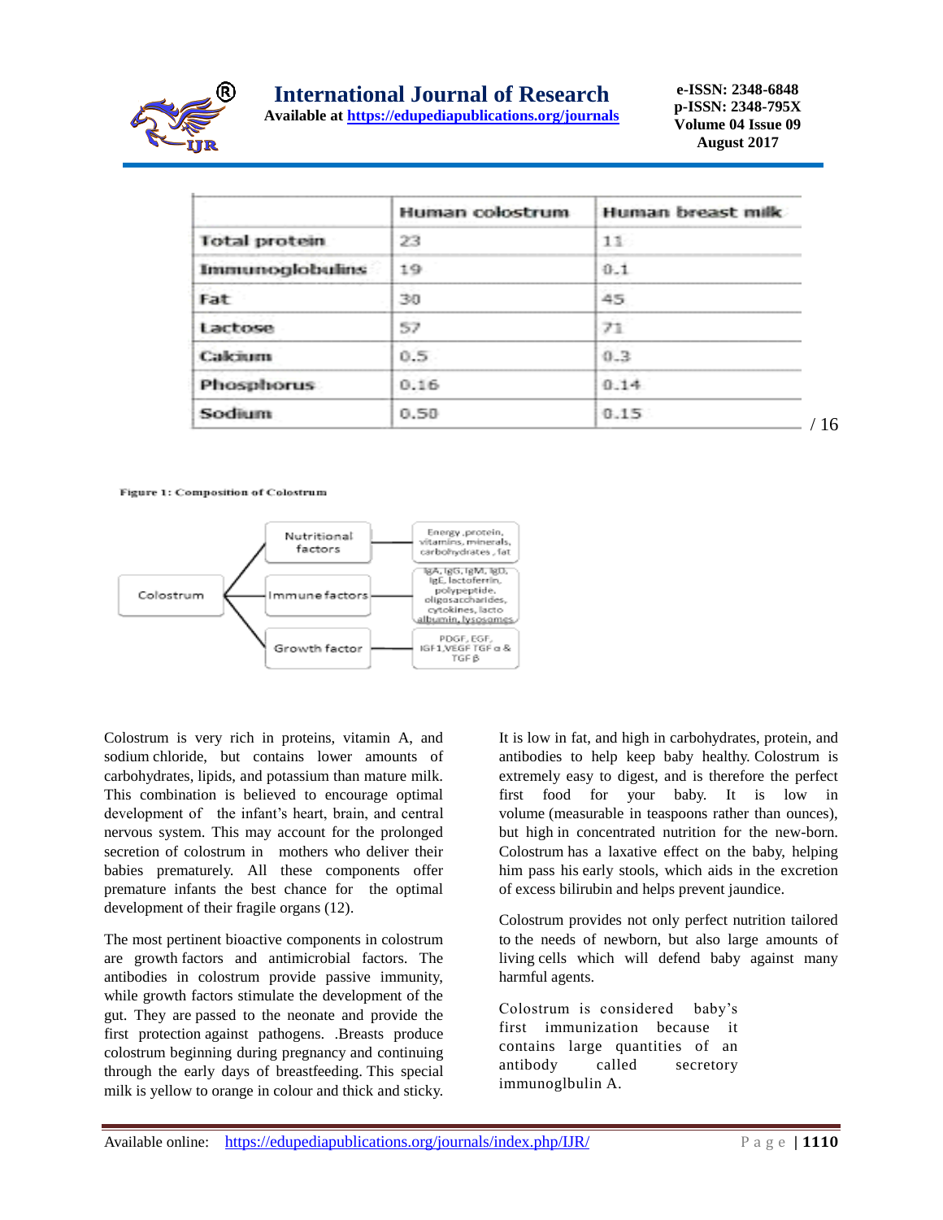|  | Human colostrum | Human breast milk |
|---|---|---|
| Total protein | 23 | 11 |
| Immunoglobulins | 19 | 0.1 |
| Fat | 30 | 45 |
| Lactose | 57 | 71 |
| Calcium | 0.5 | 0.3 |
| Phosphorus | 0.16 | 0.14 |
| Sodium | 0.50 | 0.15 |

/ 16

**Figure 1: Composition of Colostrum**

Colostrum → Nutritional factors → Energy ,protein, vitamins, minerals, carbohydrates , fat

Colostrum → Immune factors → IgA, IgG, IgM, IgD, IgE, lactoferrin, polypeptide, oligosaccharides, cytokines, lacto albumin, lysosomes

Colostrum → Growth factor → PDGF, EGF, IGF1,VEGF TGF α & TGF β

Colostrum is very rich in proteins, vitamin A, and sodium chloride, but contains lower amounts of carbohydrates, lipids, and potassium than mature milk. This combination is believed to encourage optimal development of the infant's heart, brain, and central nervous system. This may account for the prolonged secretion of colostrum in mothers who deliver their babies prematurely. All these components offer premature infants the best chance for the optimal development of their fragile organs (12).

The most pertinent bioactive components in colostrum are growth factors and antimicrobial factors. The antibodies in colostrum provide passive immunity, while growth factors stimulate the development of the gut. They are passed to the neonate and provide the first protection against pathogens. .Breasts produce colostrum beginning during pregnancy and continuing through the early days of breastfeeding. This special milk is yellow to orange in colour and thick and sticky. It is low in fat, and high in carbohydrates, protein, and antibodies to help keep baby healthy. Colostrum is extremely easy to digest, and is therefore the perfect first food for your baby. It is low in volume (measurable in teaspoons rather than ounces), but high in concentrated nutrition for the new-born. Colostrum has a laxative effect on the baby, helping him pass his early stools, which aids in the excretion of excess bilirubin and helps prevent jaundice.

Colostrum provides not only perfect nutrition tailored to the needs of newborn, but also large amounts of living cells which will defend baby against many harmful agents.

Colostrum is considered baby's first immunization because it contains large quantities of an antibody called secretory immunoglbulin A.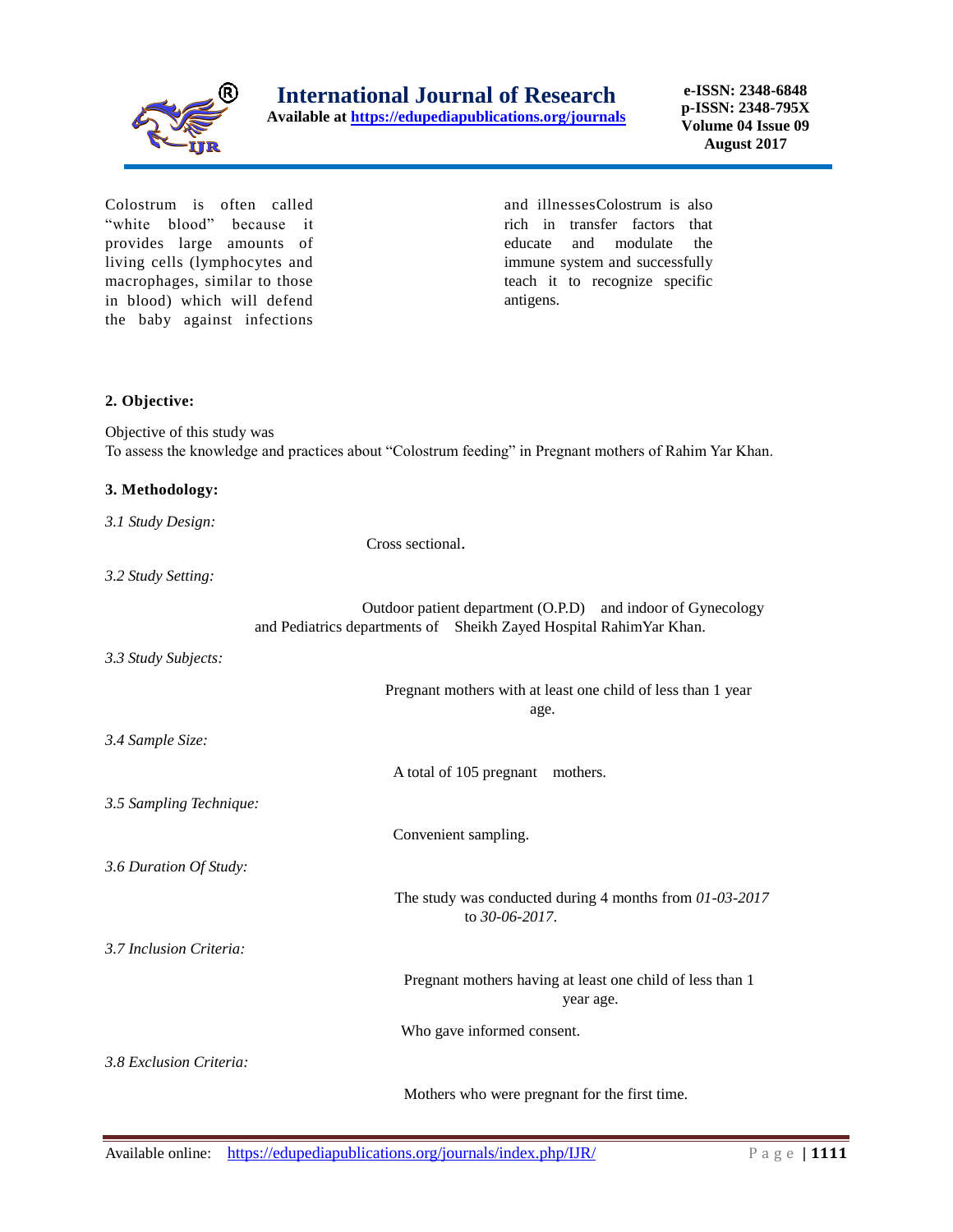Colostrum is often called "white blood" because it provides large amounts of living cells (lymphocytes and macrophages, similar to those in blood) which will defend the baby against infections and illnessesColostrum is also rich in transfer factors that educate and modulate the immune system and successfully teach it to recognize specific antigens.

## 2. Objective:

Objective of this study was
To assess the knowledge and practices about "Colostrum feeding" in Pregnant mothers of Rahim Yar Khan.

## 3. Methodology:

*3.1 Study Design:*

Cross sectional.

*3.2 Study Setting:*

Outdoor patient department (O.P.D) and indoor of Gynecology and Pediatrics departments of Sheikh Zayed Hospital RahimYar Khan.

*3.3 Study Subjects:*

Pregnant mothers with at least one child of less than 1 year age.

*3.4 Sample Size:*

A total of 105 pregnant mothers.

*3.5 Sampling Technique:*

Convenient sampling.

*3.6 Duration Of Study:*

The study was conducted during 4 months from *01-03-2017* to *30-06-2017*.

*3.7 Inclusion Criteria:*

Pregnant mothers having at least one child of less than 1 year age.

Who gave informed consent.

*3.8 Exclusion Criteria:*

Mothers who were pregnant for the first time.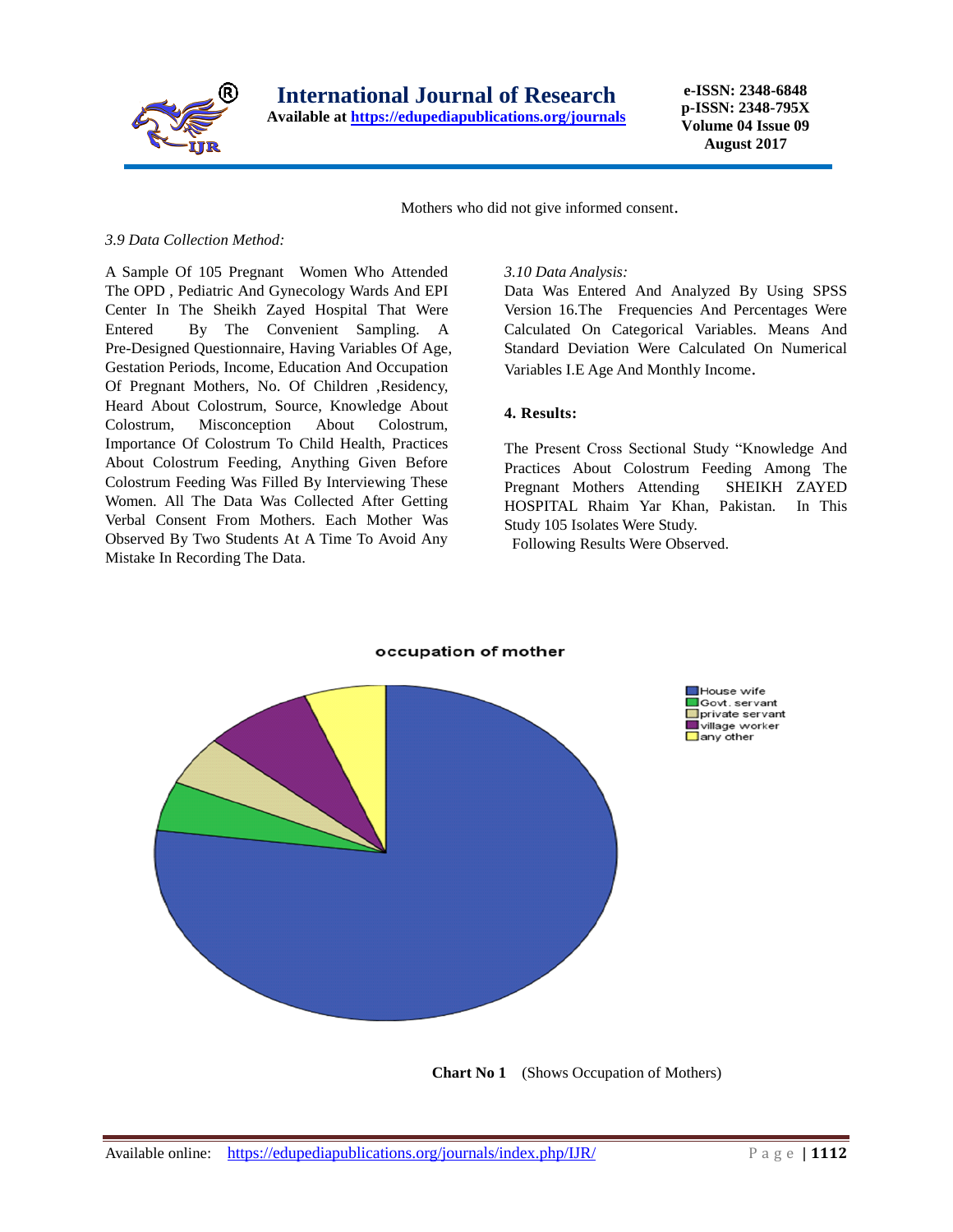Mothers who did not give informed consent.

*3.9 Data Collection Method:*

A Sample Of 105 Pregnant Women Who Attended The OPD , Pediatric And Gynecology Wards And EPI Center In The Sheikh Zayed Hospital That Were Entered By The Convenient Sampling. A Pre-Designed Questionnaire, Having Variables Of Age, Gestation Periods, Income, Education And Occupation Of Pregnant Mothers, No. Of Children ,Residency, Heard About Colostrum, Source, Knowledge About Colostrum, Misconception About Colostrum, Importance Of Colostrum To Child Health, Practices About Colostrum Feeding, Anything Given Before Colostrum Feeding Was Filled By Interviewing These Women. All The Data Was Collected After Getting Verbal Consent From Mothers. Each Mother Was Observed By Two Students At A Time To Avoid Any Mistake In Recording The Data.

*3.10 Data Analysis:*

Data Was Entered And Analyzed By Using SPSS Version 16.The Frequencies And Percentages Were Calculated On Categorical Variables. Means And Standard Deviation Were Calculated On Numerical Variables I.E Age And Monthly Income.

## 4. Results:

The Present Cross Sectional Study "Knowledge And Practices About Colostrum Feeding Among The Pregnant Mothers Attending SHEIKH ZAYED HOSPITAL Rhaim Yar Khan, Pakistan. In This Study 105 Isolates Were Study.

Following Results Were Observed.

occupation of mother

House wife
Govt. servant
private servant
village worker
any other

**Chart No 1** (Shows Occupation of Mothers)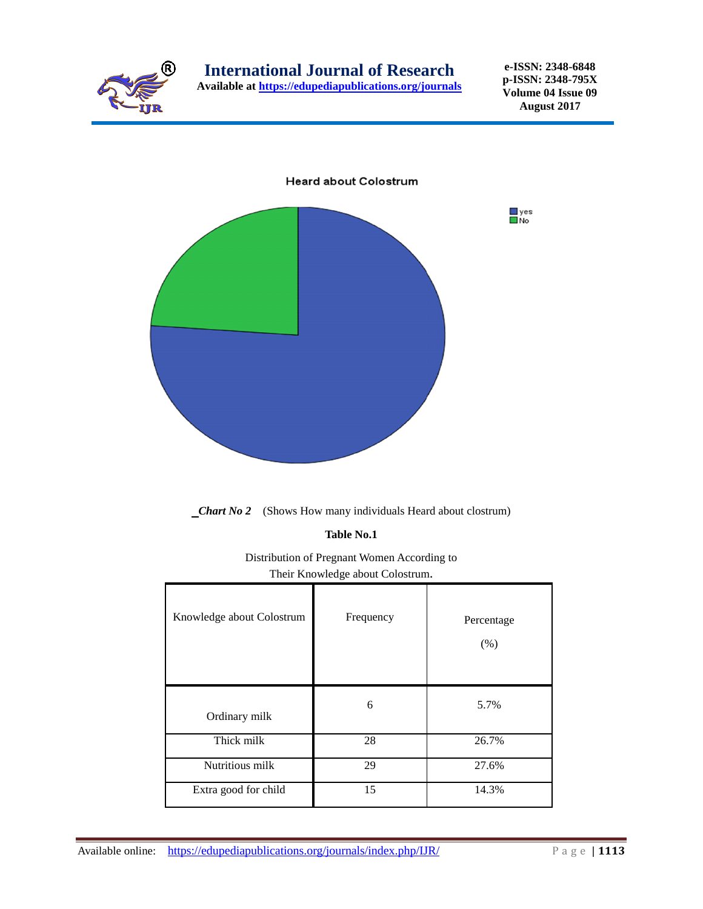Heard about Colostrum

yes
No

_*Chart No 2*   (Shows How many individuals Heard about clostrum)

**Table No.1**

Distribution of Pregnant Women According to Their Knowledge about Colostrum.

| Knowledge about Colostrum | Frequency | Percentage (%) |
|---|---|---|
| Ordinary milk | 6 | 5.7% |
| Thick milk | 28 | 26.7% |
| Nutritious milk | 29 | 27.6% |
| Extra good for child | 15 | 14.3% |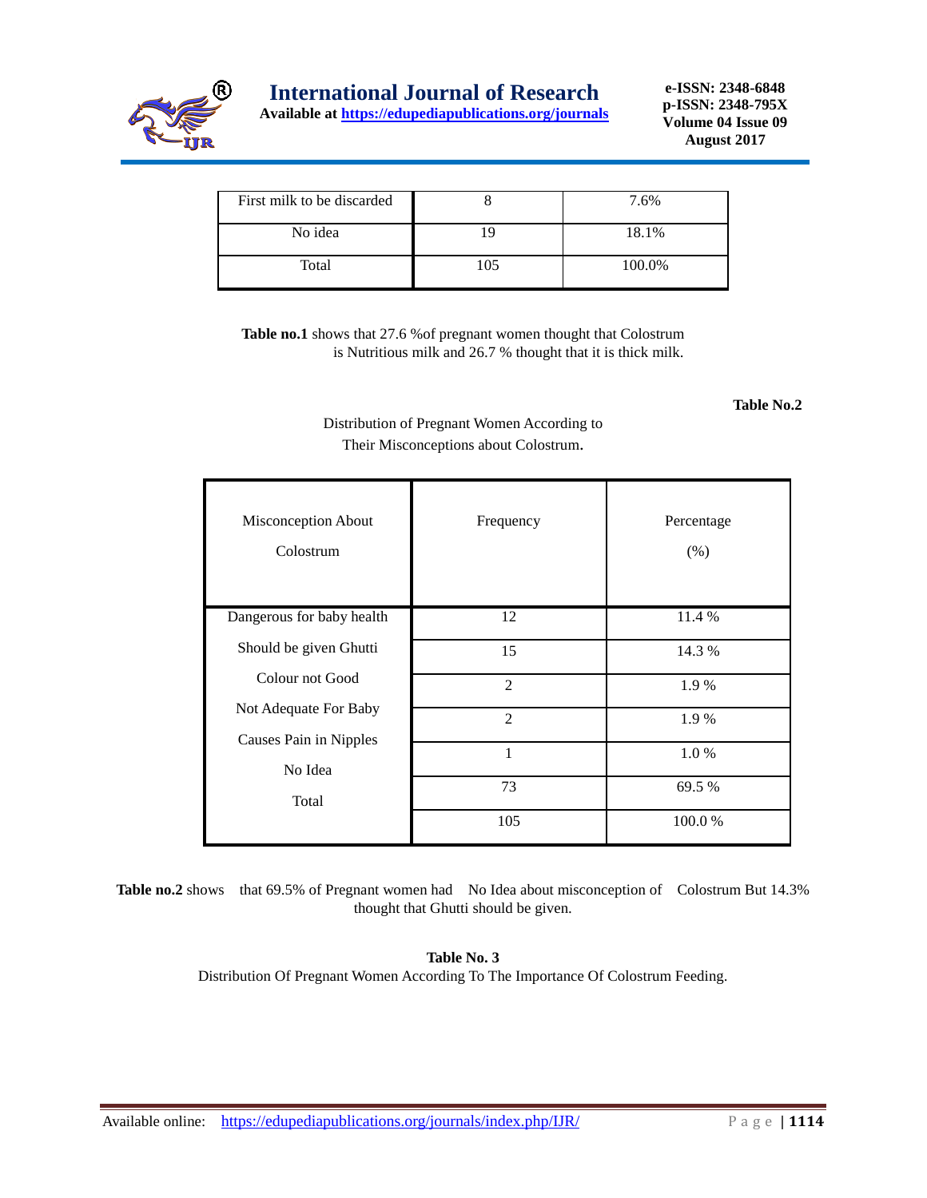| First milk to be discarded | 8 | 7.6% |
|---|---|---|
| No idea | 19 | 18.1% |
| Total | 105 | 100.0% |

**Table no.1** shows that 27.6 %of pregnant women thought that Colostrum is Nutritious milk and 26.7 % thought that it is thick milk.

**Table No.2**

Distribution of Pregnant Women According to Their Misconceptions about Colostrum.

| Misconception About Colostrum | Frequency | Percentage (%) |
|---|---|---|
| Dangerous for baby health | 12 | 11.4 % |
| Should be given Ghutti | 15 | 14.3 % |
| Colour not Good | 2 | 1.9 % |
| Not Adequate For Baby | 2 | 1.9 % |
| Causes Pain in Nipples | 1 | 1.0 % |
| No Idea | 73 | 69.5 % |
| Total | 105 | 100.0 % |

**Table no.2** shows that 69.5% of Pregnant women had No Idea about misconception of Colostrum But 14.3% thought that Ghutti should be given.

**Table No. 3**

Distribution Of Pregnant Women According To The Importance Of Colostrum Feeding.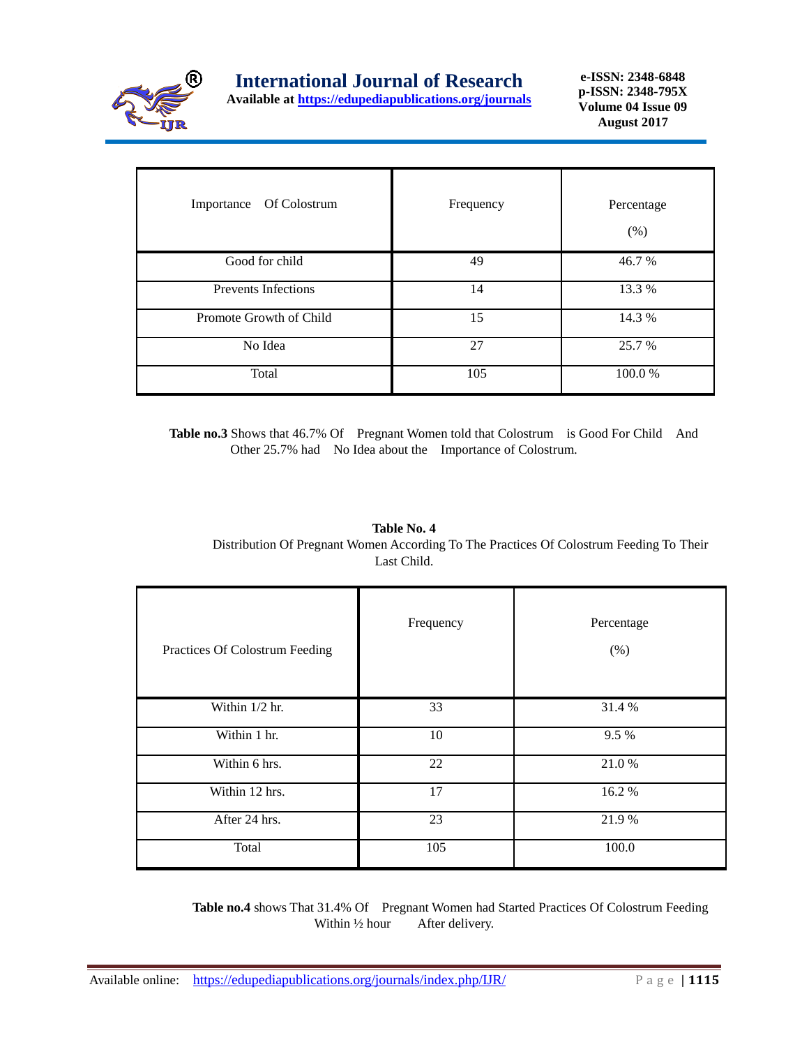| Importance Of Colostrum | Frequency | Percentage (%) |
|---|---|---|
| Good for child | 49 | 46.7 % |
| Prevents Infections | 14 | 13.3 % |
| Promote Growth of Child | 15 | 14.3 % |
| No Idea | 27 | 25.7 % |
| Total | 105 | 100.0 % |

**Table no.3** Shows that 46.7% Of Pregnant Women told that Colostrum is Good For Child And Other 25.7% had No Idea about the Importance of Colostrum.

**Table No. 4**

Distribution Of Pregnant Women According To The Practices Of Colostrum Feeding To Their Last Child.

| Practices Of Colostrum Feeding | Frequency | Percentage (%) |
|---|---|---|
| Within 1/2 hr. | 33 | 31.4 % |
| Within 1 hr. | 10 | 9.5 % |
| Within 6 hrs. | 22 | 21.0 % |
| Within 12 hrs. | 17 | 16.2 % |
| After 24 hrs. | 23 | 21.9 % |
| Total | 105 | 100.0 |

**Table no.4** shows That 31.4% Of Pregnant Women had Started Practices Of Colostrum Feeding Within ½ hour After delivery.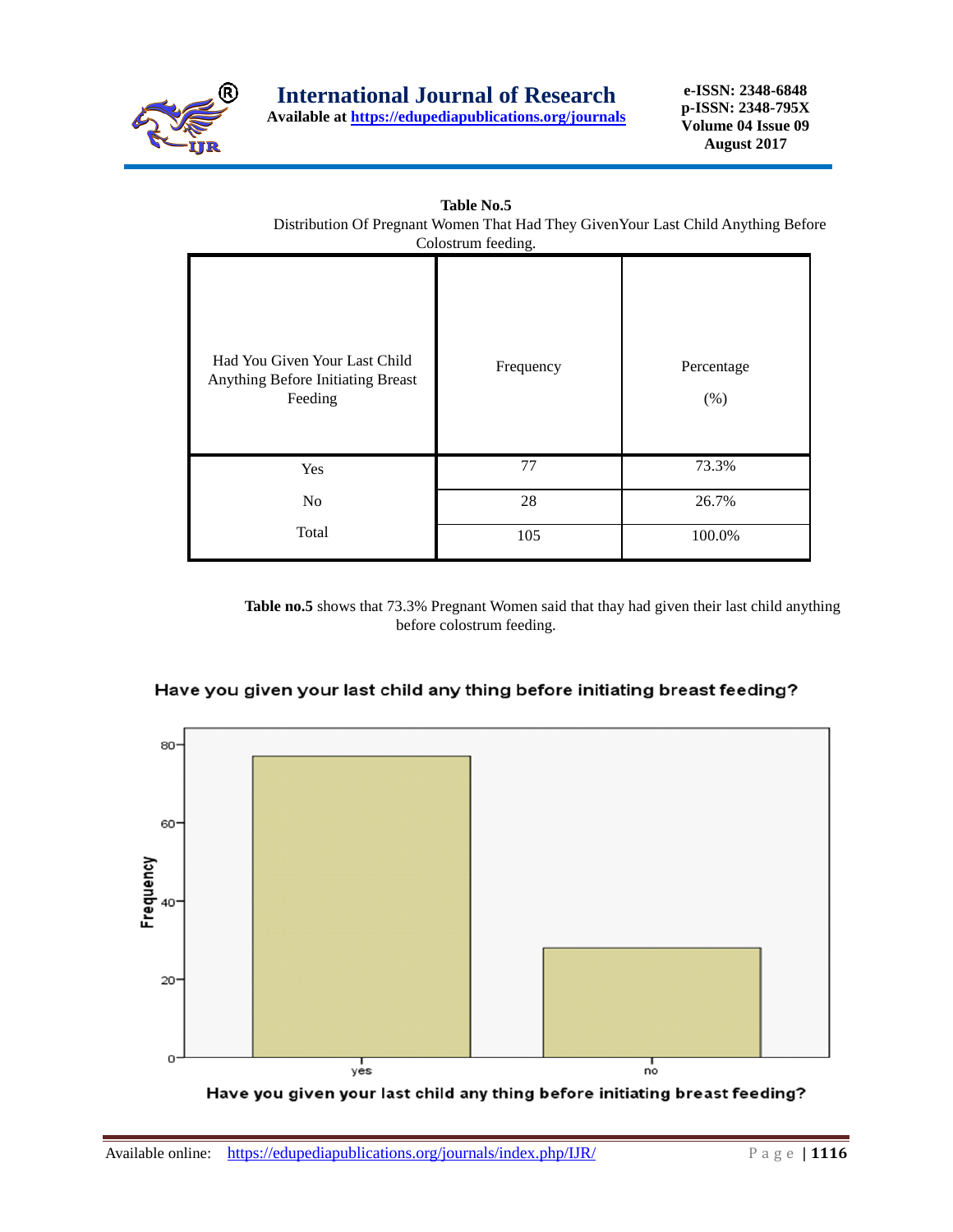**Table No.5**

Distribution Of Pregnant Women That Had They GivenYour Last Child Anything Before Colostrum feeding.

| Had You Given Your Last Child Anything Before Initiating Breast Feeding | Frequency | Percentage (%) |
|---|---|---|
| Yes | 77 | 73.3% |
| No | 28 | 26.7% |
| Total | 105 | 100.0% |

**Table no.5** shows that 73.3% Pregnant Women said that thay had given their last child anything before colostrum feeding.

Have you given your last child any thing before initiating breast feeding?

| Have you given your last child any thing before initiating breast feeding? | Frequency |
|---|---|
| yes | 77 |
| no | 28 |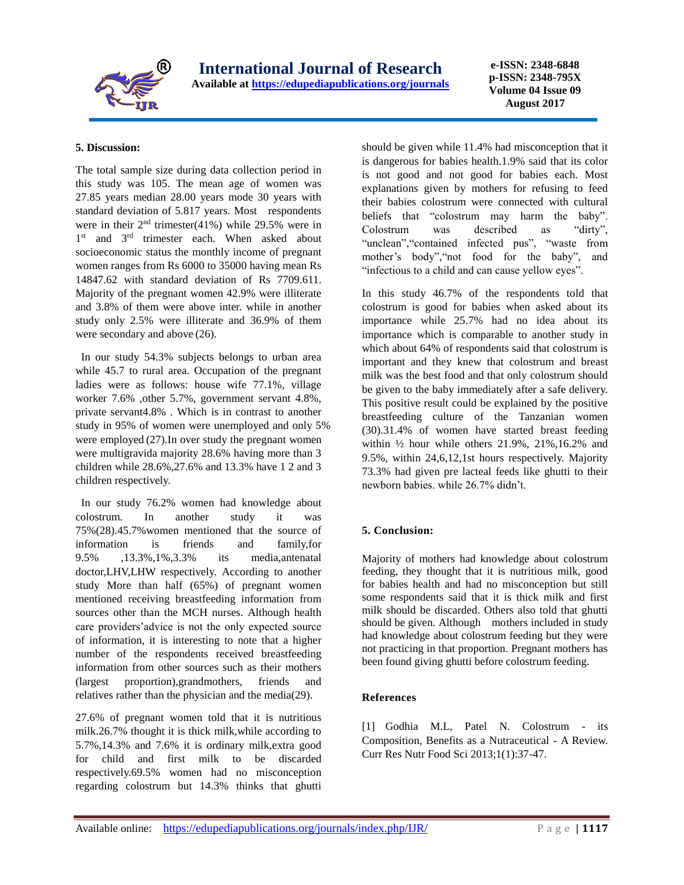## 5. Discussion:

The total sample size during data collection period in this study was 105. The mean age of women was 27.85 years median 28.00 years mode 30 years with standard deviation of 5.817 years. Most respondents were in their $2^{nd}$ trimester(41%) while 29.5% were in $1^{st}$ and $3^{rd}$ trimester each. When asked about socioeconomic status the monthly income of pregnant women ranges from Rs 6000 to 35000 having mean Rs 14847.62 with standard deviation of Rs 7709.611. Majority of the pregnant women 42.9% were illiterate and 3.8% of them were above inter. while in another study only 2.5% were illiterate and 36.9% of them were secondary and above (26).

In our study 54.3% subjects belongs to urban area while 45.7 to rural area. Occupation of the pregnant ladies were as follows: house wife 77.1%, village worker 7.6% ,other 5.7%, government servant 4.8%, private servant4.8% . Which is in contrast to another study in 95% of women were unemployed and only 5% were employed (27).In over study the pregnant women were multigravida majority 28.6% having more than 3 children while 28.6%,27.6% and 13.3% have 1 2 and 3 children respectively.

In our study 76.2% women had knowledge about colostrum. In another study it was 75%(28).45.7%women mentioned that the source of information is friends and family,for 9.5% ,13.3%,1%,3.3% its media,antenatal doctor,LHV,LHW respectively. According to another study More than half (65%) of pregnant women mentioned receiving breastfeeding information from sources other than the MCH nurses. Although health care providers'advice is not the only expected source of information, it is interesting to note that a higher number of the respondents received breastfeeding information from other sources such as their mothers (largest proportion),grandmothers, friends and relatives rather than the physician and the media(29).

27.6% of pregnant women told that it is nutritious milk.26.7% thought it is thick milk,while according to 5.7%,14.3% and 7.6% it is ordinary milk,extra good for child and first milk to be discarded respectively.69.5% women had no misconception regarding colostrum but 14.3% thinks that ghutti should be given while 11.4% had misconception that it is dangerous for babies health.1.9% said that its color is not good and not good for babies each. Most explanations given by mothers for refusing to feed their babies colostrum were connected with cultural beliefs that "colostrum may harm the baby". Colostrum was described as "dirty", "unclean","contained infected pus", "waste from mother's body","not food for the baby", and "infectious to a child and can cause yellow eyes".

In this study 46.7% of the respondents told that colostrum is good for babies when asked about its importance while 25.7% had no idea about its importance which is comparable to another study in which about 64% of respondents said that colostrum is important and they knew that colostrum and breast milk was the best food and that only colostrum should be given to the baby immediately after a safe delivery. This positive result could be explained by the positive breastfeeding culture of the Tanzanian women (30).31.4% of women have started breast feeding within ½ hour while others 21.9%, 21%,16.2% and 9.5%, within 24,6,12,1st hours respectively. Majority 73.3% had given pre lacteal feeds like ghutti to their newborn babies. while 26.7% didn't.

## 5. Conclusion:

Majority of mothers had knowledge about colostrum feeding, they thought that it is nutritious milk, good for babies health and had no misconception but still some respondents said that it is thick milk and first milk should be discarded. Others also told that ghutti should be given. Although mothers included in study had knowledge about colostrum feeding but they were not practicing in that proportion. Pregnant mothers has been found giving ghutti before colostrum feeding.

## References

[1] Godhia M.L, Patel N. Colostrum - its Composition, Benefits as a Nutraceutical - A Review. Curr Res Nutr Food Sci 2013;1(1):37-47.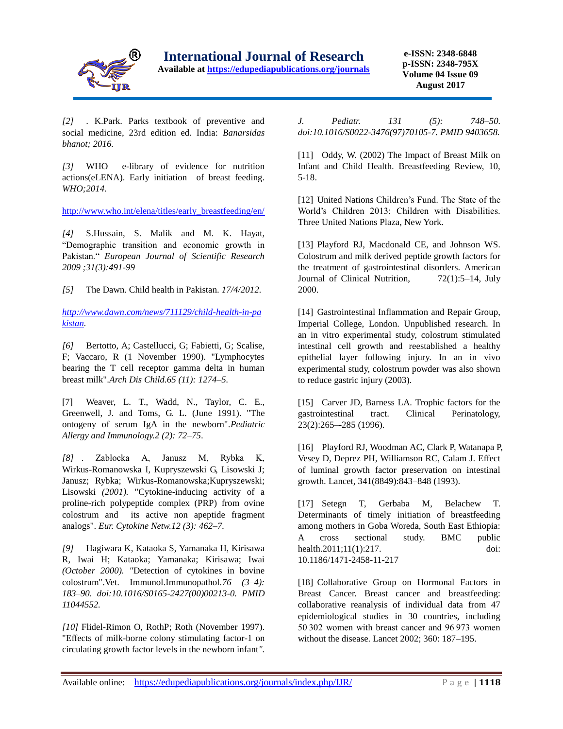*[2]* . K.Park. Parks textbook of preventive and social medicine, 23rd edition ed. India: *Banarsidas bhanot; 2016.*

*[3]* WHO e-library of evidence for nutrition actions(eLENA). Early initiation of breast feeding. *WHO;2014.*

http://www.who.int/elena/titles/early_breastfeeding/en/

*[4]* S.Hussain, S. Malik and M. K. Hayat, "Demographic transition and economic growth in Pakistan." *European Journal of Scientific Research 2009 ;31(3):491-99*

*[5]* The Dawn. Child health in Pakistan. *17/4/2012.*

*http://www.dawn.com/news/711129/child-health-in-pakistan.*

*[6]* Bertotto, A; Castellucci, G; Fabietti, G; Scalise, F; Vaccaro, R (1 November 1990). "Lymphocytes bearing the T cell receptor gamma delta in human breast milk".*Arch Dis Child.65 (11): 1274–5.*

[7] Weaver, L. T., Wadd, N., Taylor, C. E., Greenwell, J. and Toms, G. L. (June 1991). "The ontogeny of serum IgA in the newborn".*Pediatric Allergy and Immunology.2 (2): 72–75*.

*[8]* . Zabłocka A, Janusz M, Rybka K, Wirkus-Romanowska I, Kupryszewski G, Lisowski J; Janusz; Rybka; Wirkus-Romanowska;Kupryszewski; Lisowski *(2001).* "Cytokine-inducing activity of a proline-rich polypeptide complex (PRP) from ovine colostrum and its active non apeptide fragment analogs". *Eur. Cytokine Netw.12 (3): 462–7.*

*[9]* Hagiwara K, Kataoka S, Yamanaka H, Kirisawa R, Iwai H; Kataoka; Yamanaka; Kirisawa; Iwai *(October 2000). "*Detection of cytokines in bovine colostrum".Vet. Immunol.Immunopathol.*76 (3–4): 183–90. doi:10.1016/S0165-2427(00)00213-0. PMID 11044552.*

*[10]* Fldel-Rimon O, RothP; Roth (November 1997). "Effects of milk-borne colony stimulating factor-1 on circulating growth factor levels in the newborn infant*". J. Pediatr. 131 (5): 748–50. doi:10.1016/S0022-3476(97)70105-7. PMID 9403658.*

[11] Oddy, W. (2002) The Impact of Breast Milk on Infant and Child Health. Breastfeeding Review, 10, 5-18.

[12] United Nations Children's Fund. The State of the World's Children 2013: Children with Disabilities. Three United Nations Plaza, New York.

[13] Playford RJ, Macdonald CE, and Johnson WS. Colostrum and milk derived peptide growth factors for the treatment of gastrointestinal disorders. American Journal of Clinical Nutrition, 72(1):5–14, July 2000.

[14] Gastrointestinal Inflammation and Repair Group, Imperial College, London. Unpublished research. In an in vitro experimental study, colostrum stimulated intestinal cell growth and reestablished a healthy epithelial layer following injury. In an in vivo experimental study, colostrum powder was also shown to reduce gastric injury (2003).

[15] Carver JD, Barness LA. Trophic factors for the gastrointestinal tract. Clinical Perinatology, 23(2):265–-285 (1996).

[16] Playford RJ, Woodman AC, Clark P, Watanapa P, Vesey D, Deprez PH, Williamson RC, Calam J. Effect of luminal growth factor preservation on intestinal growth. Lancet, 341(8849):843–848 (1993).

[17] Setegn T, Gerbaba M, Belachew T. Determinants of timely initiation of breastfeeding among mothers in Goba Woreda, South East Ethiopia: A cross sectional study. BMC public health.2011;11(1):217. doi: 10.1186/1471-2458-11-217

[18] Collaborative Group on Hormonal Factors in Breast Cancer. Breast cancer and breastfeeding: collaborative reanalysis of individual data from 47 epidemiological studies in 30 countries, including 50 302 women with breast cancer and 96 973 women without the disease. Lancet 2002; 360: 187–195.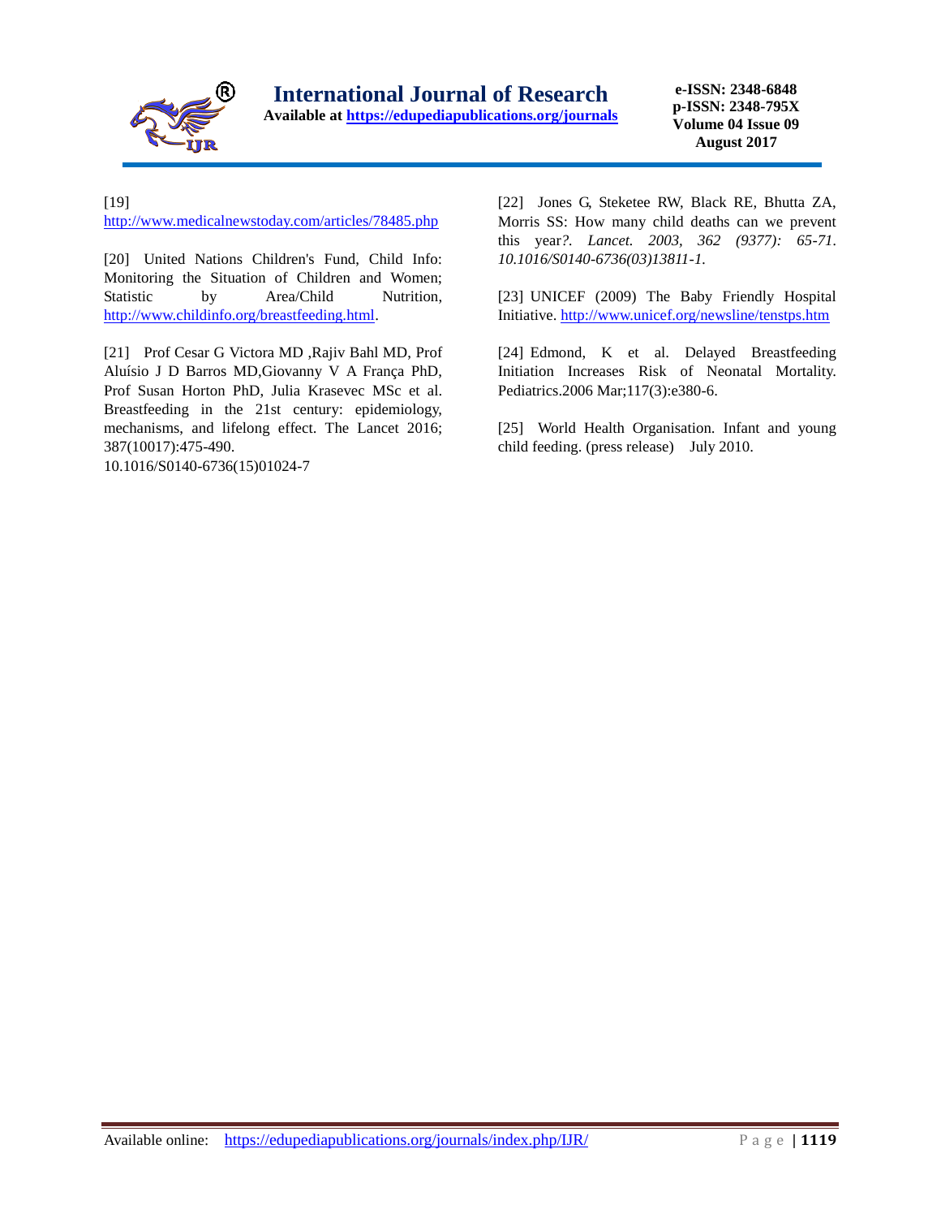[19] http://www.medicalnewstoday.com/articles/78485.php

[20] United Nations Children's Fund, Child Info: Monitoring the Situation of Children and Women; Statistic by Area/Child Nutrition, http://www.childinfo.org/breastfeeding.html.

[21] Prof Cesar G Victora MD ,Rajiv Bahl MD, Prof Aluísio J D Barros MD,Giovanny V A França PhD, Prof Susan Horton PhD, Julia Krasevec MSc et al. Breastfeeding in the 21st century: epidemiology, mechanisms, and lifelong effect. The Lancet 2016; 387(10017):475-490.
10.1016/S0140-6736(15)01024-7

[22] Jones G, Steketee RW, Black RE, Bhutta ZA, Morris SS: How many child deaths can we prevent this year?. *Lancet. 2003, 362 (9377): 65-71. 10.1016/S0140-6736(03)13811-1.*

[23] UNICEF (2009) The Baby Friendly Hospital Initiative. http://www.unicef.org/newsline/tenstps.htm

[24] Edmond, K et al. Delayed Breastfeeding Initiation Increases Risk of Neonatal Mortality. Pediatrics.2006 Mar;117(3):e380-6.

[25] World Health Organisation. Infant and young child feeding. (press release) July 2010.